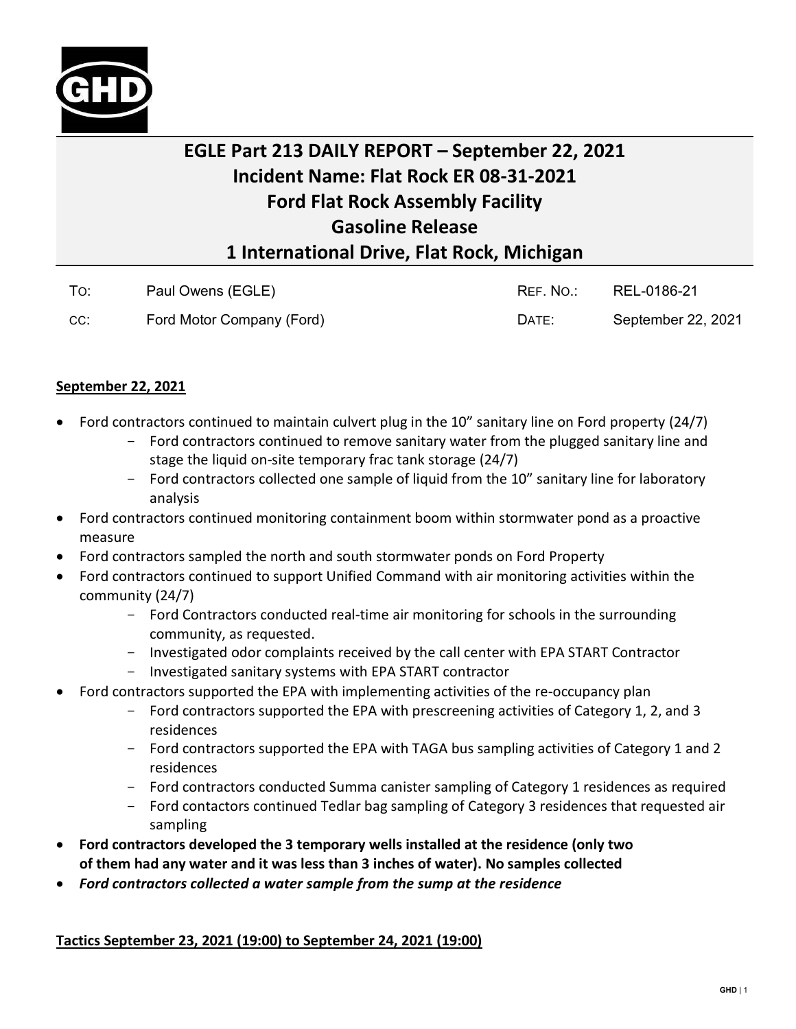# EGLE Part 213 DAILY REPORT – September 22, 2021
# Incident Name: Flat Rock ER 08-31-2021
# Ford Flat Rock Assembly Facility
# Gasoline Release
# 1 International Drive, Flat Rock, Michigan

| | | | |
|---|---|---|---|
| To: | Paul Owens (EGLE) | Ref. No.: | REL-0186-21 |
| cc: | Ford Motor Company (Ford) | Date: | September 22, 2021 |

## September 22, 2021

- Ford contractors continued to maintain culvert plug in the 10" sanitary line on Ford property (24/7)
  - Ford contractors continued to remove sanitary water from the plugged sanitary line and stage the liquid on-site temporary frac tank storage (24/7)
  - Ford contractors collected one sample of liquid from the 10" sanitary line for laboratory analysis
- Ford contractors continued monitoring containment boom within stormwater pond as a proactive measure
- Ford contractors sampled the north and south stormwater ponds on Ford Property
- Ford contractors continued to support Unified Command with air monitoring activities within the community (24/7)
  - Ford Contractors conducted real-time air monitoring for schools in the surrounding community, as requested.
  - Investigated odor complaints received by the call center with EPA START Contractor
  - Investigated sanitary systems with EPA START contractor
- Ford contractors supported the EPA with implementing activities of the re-occupancy plan
  - Ford contractors supported the EPA with prescreening activities of Category 1, 2, and 3 residences
  - Ford contractors supported the EPA with TAGA bus sampling activities of Category 1 and 2 residences
  - Ford contractors conducted Summa canister sampling of Category 1 residences as required
  - Ford contactors continued Tedlar bag sampling of Category 3 residences that requested air sampling
- **Ford contractors developed the 3 temporary wells installed at the residence (only two of them had any water and it was less than 3 inches of water). No samples collected**
- ***Ford contractors collected a water sample from the sump at the residence***

## Tactics September 23, 2021 (19:00) to September 24, 2021 (19:00)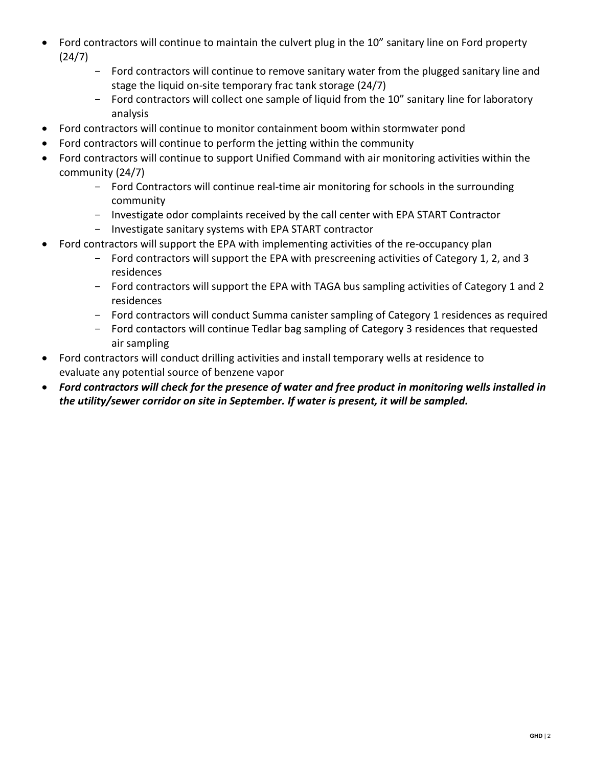- Ford contractors will continue to maintain the culvert plug in the 10" sanitary line on Ford property (24/7)
  - Ford contractors will continue to remove sanitary water from the plugged sanitary line and stage the liquid on-site temporary frac tank storage (24/7)
  - Ford contractors will collect one sample of liquid from the 10" sanitary line for laboratory analysis
- Ford contractors will continue to monitor containment boom within stormwater pond
- Ford contractors will continue to perform the jetting within the community
- Ford contractors will continue to support Unified Command with air monitoring activities within the community (24/7)
  - Ford Contractors will continue real-time air monitoring for schools in the surrounding community
  - Investigate odor complaints received by the call center with EPA START Contractor
  - Investigate sanitary systems with EPA START contractor
- Ford contractors will support the EPA with implementing activities of the re-occupancy plan
  - Ford contractors will support the EPA with prescreening activities of Category 1, 2, and 3 residences
  - Ford contractors will support the EPA with TAGA bus sampling activities of Category 1 and 2 residences
  - Ford contractors will conduct Summa canister sampling of Category 1 residences as required
  - Ford contactors will continue Tedlar bag sampling of Category 3 residences that requested air sampling
- Ford contractors will conduct drilling activities and install temporary wells at residence to evaluate any potential source of benzene vapor
- ***Ford contractors will check for the presence of water and free product in monitoring wells installed in the utility/sewer corridor on site in September. If water is present, it will be sampled.***